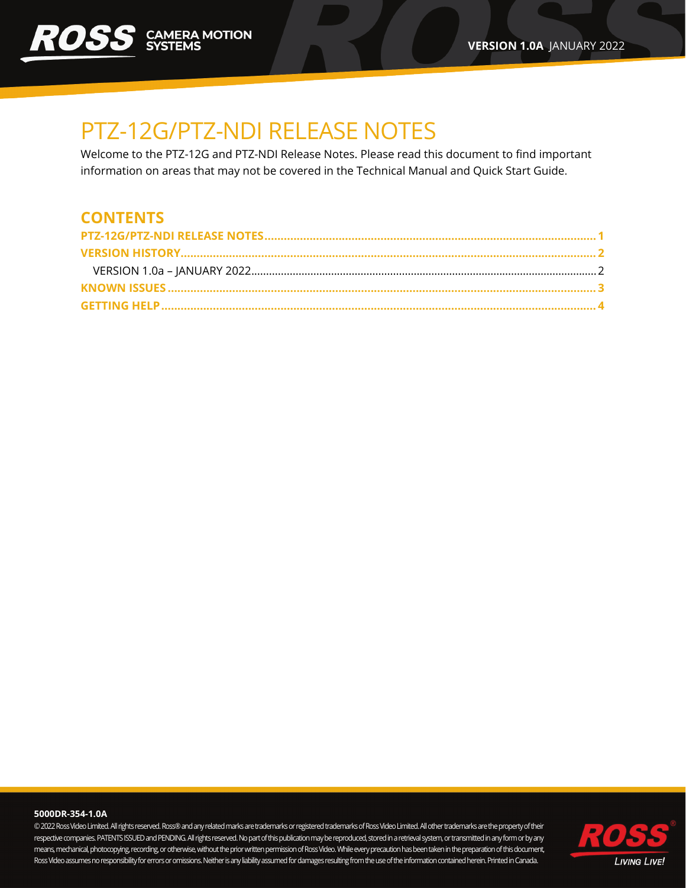ROSS CAMERA MOTION SYSTEMS

**VERSION 1.0A** JANUARY 2022

# PTZ-12G/PTZ-NDI RELEASE NOTES

Welcome to the PTZ-12G and PTZ-NDI Release Notes. Please read this document to find important information on areas that may not be covered in the Technical Manual and Quick Start Guide.

## CONTENTS

**PTZ-12G/PTZ-NDI RELEASE NOTES .......... 1**

**VERSION HISTORY .......... 2**

VERSION 1.0a – JANUARY 2022 .......... 2

**KNOWN ISSUES .......... 3**

**GETTING HELP .......... 4**

**5000DR-354-1.0A**

© 2022 Ross Video Limited. All rights reserved. Ross® and any related marks are trademarks or registered trademarks of Ross Video Limited. All other trademarks are the property of their respective companies. PATENTS ISSUED and PENDING. All rights reserved. No part of this publication may be reproduced, stored in a retrieval system, or transmitted in any form or by any means, mechanical, photocopying, recording, or otherwise, without the prior written permission of Ross Video. While every precaution has been taken in the preparation of this document, Ross Video assumes no responsibility for errors or omissions. Neither is any liability assumed for damages resulting from the use of the information contained herein. Printed in Canada.

ROSS *LIVING LIVE!*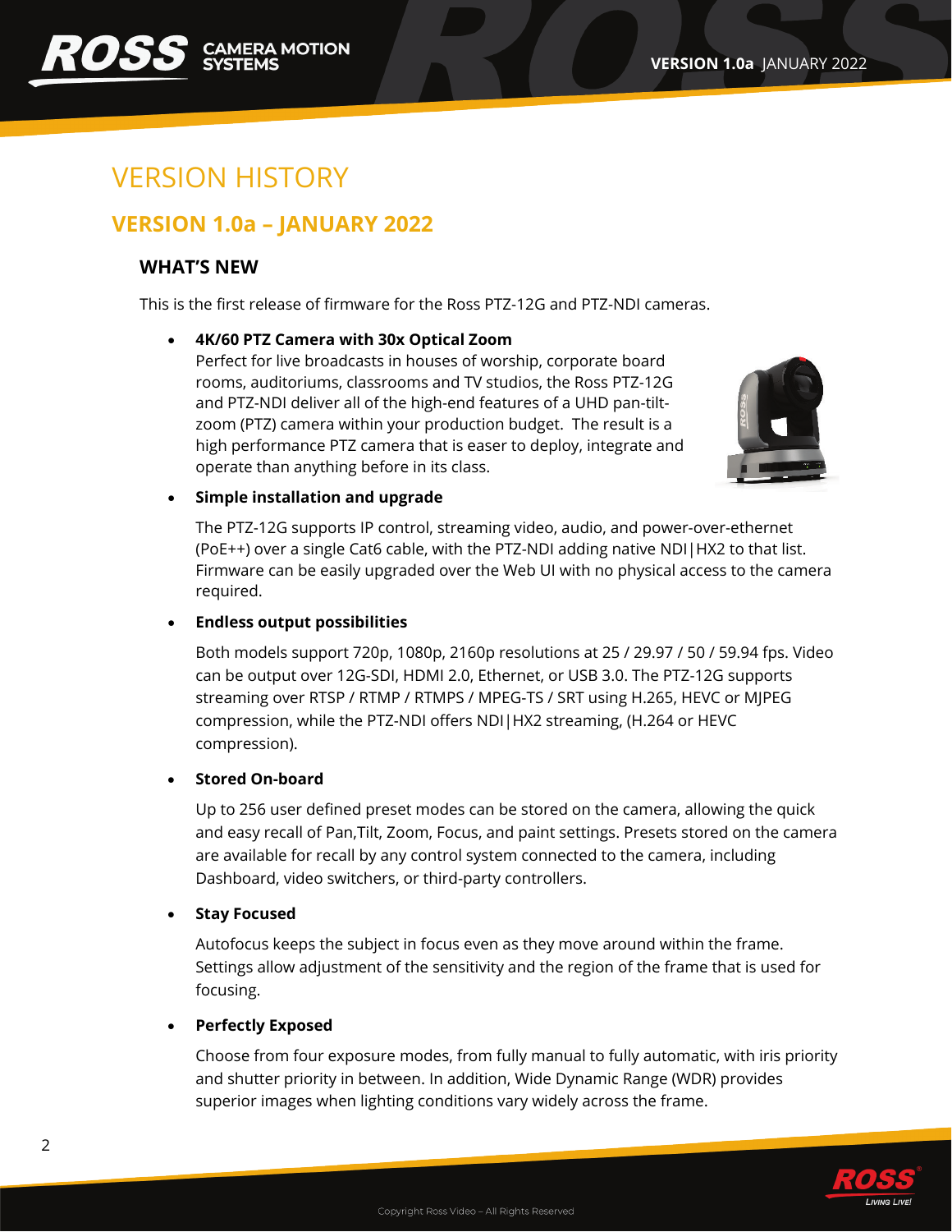# VERSION HISTORY

## VERSION 1.0a – JANUARY 2022

### WHAT'S NEW

This is the first release of firmware for the Ross PTZ-12G and PTZ-NDI cameras.

- **4K/60 PTZ Camera with 30x Optical Zoom**
  Perfect for live broadcasts in houses of worship, corporate board rooms, auditoriums, classrooms and TV studios, the Ross PTZ-12G and PTZ-NDI deliver all of the high-end features of a UHD pan-tilt-zoom (PTZ) camera within your production budget. The result is a high performance PTZ camera that is easer to deploy, integrate and operate than anything before in its class.

- **Simple installation and upgrade**

  The PTZ-12G supports IP control, streaming video, audio, and power-over-ethernet (PoE++) over a single Cat6 cable, with the PTZ-NDI adding native NDI|HX2 to that list. Firmware can be easily upgraded over the Web UI with no physical access to the camera required.

- **Endless output possibilities**

  Both models support 720p, 1080p, 2160p resolutions at 25 / 29.97 / 50 / 59.94 fps. Video can be output over 12G-SDI, HDMI 2.0, Ethernet, or USB 3.0. The PTZ-12G supports streaming over RTSP / RTMP / RTMPS / MPEG-TS / SRT using H.265, HEVC or MJPEG compression, while the PTZ-NDI offers NDI|HX2 streaming, (H.264 or HEVC compression).

- **Stored On-board**

  Up to 256 user defined preset modes can be stored on the camera, allowing the quick and easy recall of Pan,Tilt, Zoom, Focus, and paint settings. Presets stored on the camera are available for recall by any control system connected to the camera, including Dashboard, video switchers, or third-party controllers.

- **Stay Focused**

  Autofocus keeps the subject in focus even as they move around within the frame. Settings allow adjustment of the sensitivity and the region of the frame that is used for focusing.

- **Perfectly Exposed**

  Choose from four exposure modes, from fully manual to fully automatic, with iris priority and shutter priority in between. In addition, Wide Dynamic Range (WDR) provides superior images when lighting conditions vary widely across the frame.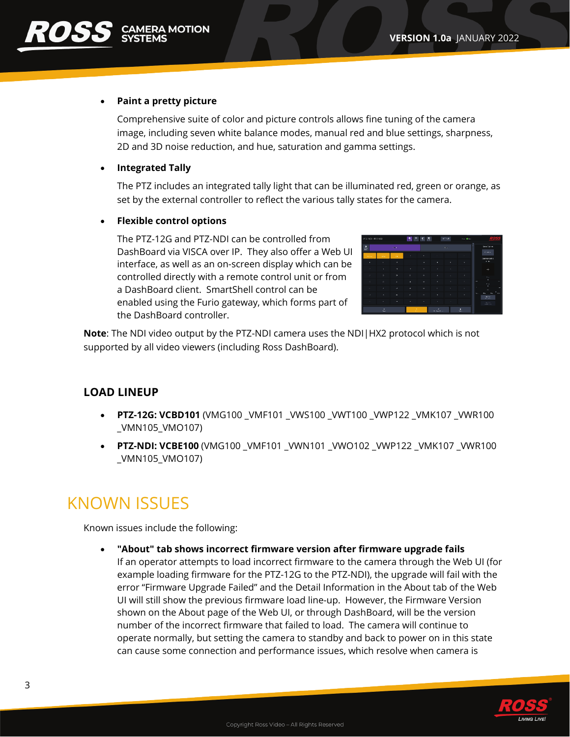- **Paint a pretty picture**

  Comprehensive suite of color and picture controls allows fine tuning of the camera image, including seven white balance modes, manual red and blue settings, sharpness, 2D and 3D noise reduction, and hue, saturation and gamma settings.

- **Integrated Tally**

  The PTZ includes an integrated tally light that can be illuminated red, green or orange, as set by the external controller to reflect the various tally states for the camera.

- **Flexible control options**

  The PTZ-12G and PTZ-NDI can be controlled from DashBoard via VISCA over IP. They also offer a Web UI interface, as well as an on-screen display which can be controlled directly with a remote control unit or from a DashBoard client. SmartShell control can be enabled using the Furio gateway, which forms part of the DashBoard controller.

**Note**: The NDI video output by the PTZ-NDI camera uses the NDI|HX2 protocol which is not supported by all video viewers (including Ross DashBoard).

## LOAD LINEUP

- **PTZ-12G: VCBD101** (VMG100 _VMF101 _VWS100 _VWT100 _VWP122 _VMK107 _VWR100 _VMN105_VMO107)
- **PTZ-NDI: VCBE100** (VMG100 _VMF101 _VWN101 _VWO102 _VWP122 _VMK107 _VWR100 _VMN105_VMO107)

# KNOWN ISSUES

Known issues include the following:

- **"About" tab shows incorrect firmware version after firmware upgrade fails**
  If an operator attempts to load incorrect firmware to the camera through the Web UI (for example loading firmware for the PTZ-12G to the PTZ-NDI), the upgrade will fail with the error "Firmware Upgrade Failed" and the Detail Information in the About tab of the Web UI will still show the previous firmware load line-up. However, the Firmware Version shown on the About page of the Web UI, or through DashBoard, will be the version number of the incorrect firmware that failed to load. The camera will continue to operate normally, but setting the camera to standby and back to power on in this state can cause some connection and performance issues, which resolve when camera is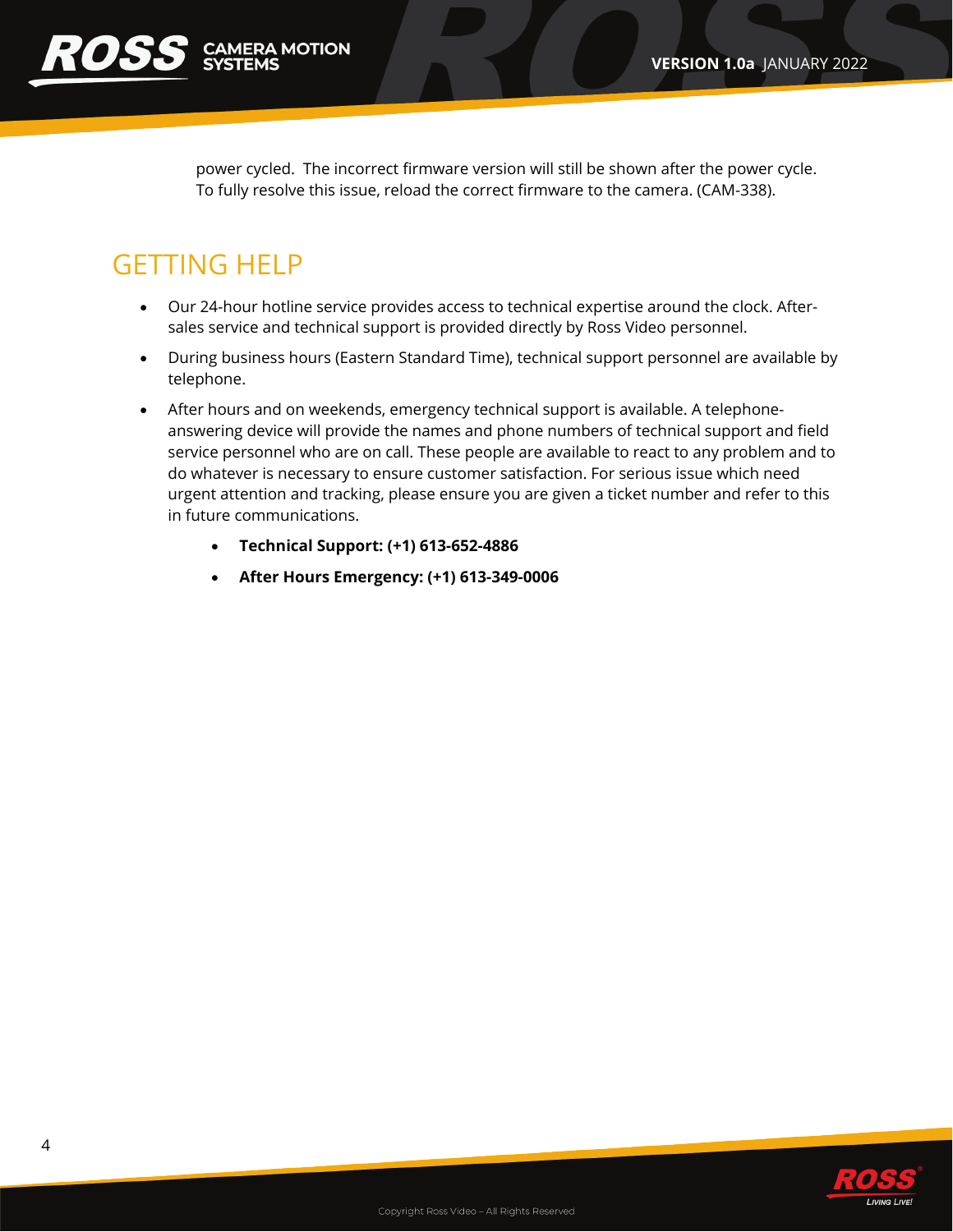power cycled. The incorrect firmware version will still be shown after the power cycle. To fully resolve this issue, reload the correct firmware to the camera. (CAM-338).

## GETTING HELP

- Our 24-hour hotline service provides access to technical expertise around the clock. After-sales service and technical support is provided directly by Ross Video personnel.
- During business hours (Eastern Standard Time), technical support personnel are available by telephone.
- After hours and on weekends, emergency technical support is available. A telephone-answering device will provide the names and phone numbers of technical support and field service personnel who are on call. These people are available to react to any problem and to do whatever is necessary to ensure customer satisfaction. For serious issue which need urgent attention and tracking, please ensure you are given a ticket number and refer to this in future communications.
  - **Technical Support: (+1) 613-652-4886**
  - **After Hours Emergency: (+1) 613-349-0006**